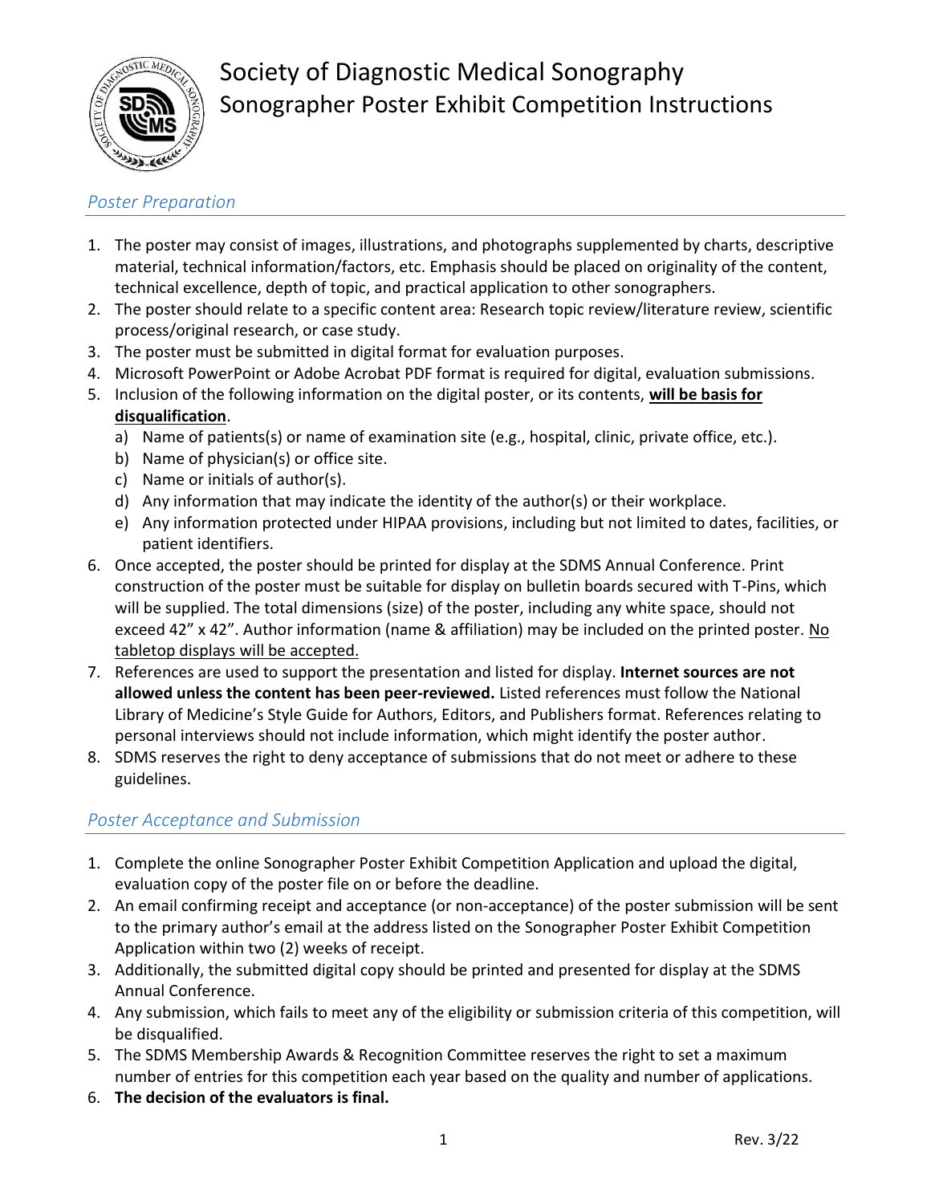# Society of Diagnostic Medical Sonography
## Sonographer Poster Exhibit Competition Instructions

### *Poster Preparation*

1. The poster may consist of images, illustrations, and photographs supplemented by charts, descriptive material, technical information/factors, etc. Emphasis should be placed on originality of the content, technical excellence, depth of topic, and practical application to other sonographers.
2. The poster should relate to a specific content area: Research topic review/literature review, scientific process/original research, or case study.
3. The poster must be submitted in digital format for evaluation purposes.
4. Microsoft PowerPoint or Adobe Acrobat PDF format is required for digital, evaluation submissions.
5. Inclusion of the following information on the digital poster, or its contents, **will be basis for disqualification**.
   a) Name of patients(s) or name of examination site (e.g., hospital, clinic, private office, etc.).
   b) Name of physician(s) or office site.
   c) Name or initials of author(s).
   d) Any information that may indicate the identity of the author(s) or their workplace.
   e) Any information protected under HIPAA provisions, including but not limited to dates, facilities, or patient identifiers.
6. Once accepted, the poster should be printed for display at the SDMS Annual Conference. Print construction of the poster must be suitable for display on bulletin boards secured with T-Pins, which will be supplied. The total dimensions (size) of the poster, including any white space, should not exceed 42" x 42". Author information (name & affiliation) may be included on the printed poster. No tabletop displays will be accepted.
7. References are used to support the presentation and listed for display. **Internet sources are not allowed unless the content has been peer-reviewed.** Listed references must follow the National Library of Medicine's Style Guide for Authors, Editors, and Publishers format. References relating to personal interviews should not include information, which might identify the poster author.
8. SDMS reserves the right to deny acceptance of submissions that do not meet or adhere to these guidelines.

### *Poster Acceptance and Submission*

1. Complete the online Sonographer Poster Exhibit Competition Application and upload the digital, evaluation copy of the poster file on or before the deadline.
2. An email confirming receipt and acceptance (or non-acceptance) of the poster submission will be sent to the primary author's email at the address listed on the Sonographer Poster Exhibit Competition Application within two (2) weeks of receipt.
3. Additionally, the submitted digital copy should be printed and presented for display at the SDMS Annual Conference.
4. Any submission, which fails to meet any of the eligibility or submission criteria of this competition, will be disqualified.
5. The SDMS Membership Awards & Recognition Committee reserves the right to set a maximum number of entries for this competition each year based on the quality and number of applications.
6. **The decision of the evaluators is final.**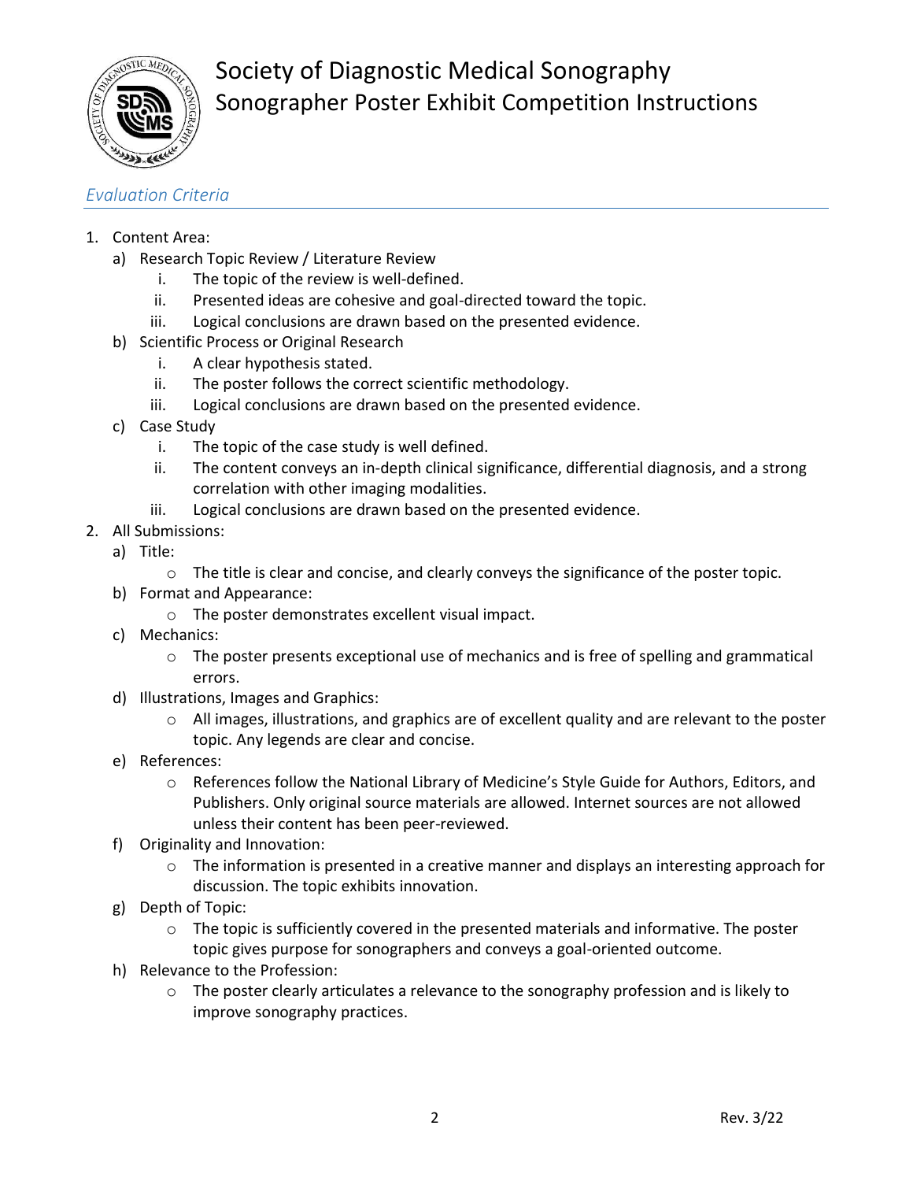# Society of Diagnostic Medical Sonography
# Sonographer Poster Exhibit Competition Instructions

## *Evaluation Criteria*

1. Content Area:
   a) Research Topic Review / Literature Review
      i. The topic of the review is well-defined.
      ii. Presented ideas are cohesive and goal-directed toward the topic.
      iii. Logical conclusions are drawn based on the presented evidence.
   b) Scientific Process or Original Research
      i. A clear hypothesis stated.
      ii. The poster follows the correct scientific methodology.
      iii. Logical conclusions are drawn based on the presented evidence.
   c) Case Study
      i. The topic of the case study is well defined.
      ii. The content conveys an in-depth clinical significance, differential diagnosis, and a strong correlation with other imaging modalities.
      iii. Logical conclusions are drawn based on the presented evidence.
2. All Submissions:
   a) Title:
      - The title is clear and concise, and clearly conveys the significance of the poster topic.
   b) Format and Appearance:
      - The poster demonstrates excellent visual impact.
   c) Mechanics:
      - The poster presents exceptional use of mechanics and is free of spelling and grammatical errors.
   d) Illustrations, Images and Graphics:
      - All images, illustrations, and graphics are of excellent quality and are relevant to the poster topic. Any legends are clear and concise.
   e) References:
      - References follow the National Library of Medicine's Style Guide for Authors, Editors, and Publishers. Only original source materials are allowed. Internet sources are not allowed unless their content has been peer-reviewed.
   f) Originality and Innovation:
      - The information is presented in a creative manner and displays an interesting approach for discussion. The topic exhibits innovation.
   g) Depth of Topic:
      - The topic is sufficiently covered in the presented materials and informative. The poster topic gives purpose for sonographers and conveys a goal-oriented outcome.
   h) Relevance to the Profession:
      - The poster clearly articulates a relevance to the sonography profession and is likely to improve sonography practices.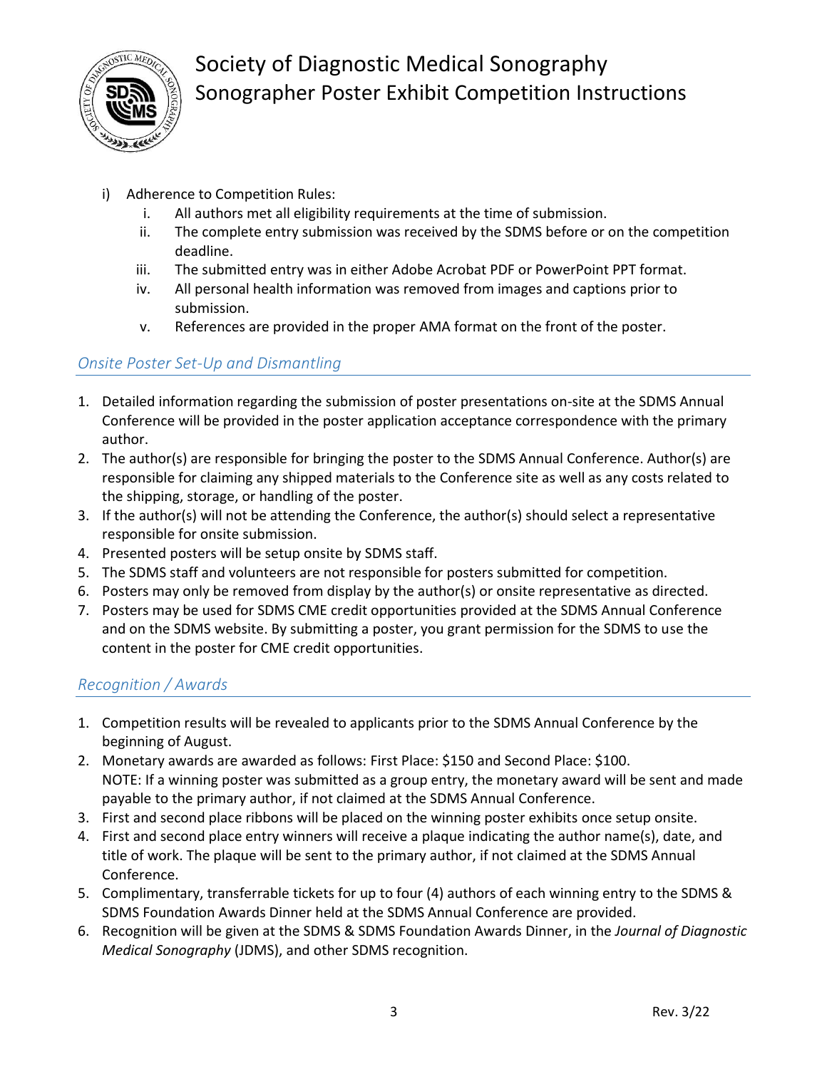i) Adherence to Competition Rules:
   i. All authors met all eligibility requirements at the time of submission.
   ii. The complete entry submission was received by the SDMS before or on the competition deadline.
   iii. The submitted entry was in either Adobe Acrobat PDF or PowerPoint PPT format.
   iv. All personal health information was removed from images and captions prior to submission.
   v. References are provided in the proper AMA format on the front of the poster.

## *Onsite Poster Set-Up and Dismantling*

1. Detailed information regarding the submission of poster presentations on-site at the SDMS Annual Conference will be provided in the poster application acceptance correspondence with the primary author.
2. The author(s) are responsible for bringing the poster to the SDMS Annual Conference. Author(s) are responsible for claiming any shipped materials to the Conference site as well as any costs related to the shipping, storage, or handling of the poster.
3. If the author(s) will not be attending the Conference, the author(s) should select a representative responsible for onsite submission.
4. Presented posters will be setup onsite by SDMS staff.
5. The SDMS staff and volunteers are not responsible for posters submitted for competition.
6. Posters may only be removed from display by the author(s) or onsite representative as directed.
7. Posters may be used for SDMS CME credit opportunities provided at the SDMS Annual Conference and on the SDMS website. By submitting a poster, you grant permission for the SDMS to use the content in the poster for CME credit opportunities.

## *Recognition / Awards*

1. Competition results will be revealed to applicants prior to the SDMS Annual Conference by the beginning of August.
2. Monetary awards are awarded as follows: First Place: $150 and Second Place: $100.
   NOTE: If a winning poster was submitted as a group entry, the monetary award will be sent and made payable to the primary author, if not claimed at the SDMS Annual Conference.
3. First and second place ribbons will be placed on the winning poster exhibits once setup onsite.
4. First and second place entry winners will receive a plaque indicating the author name(s), date, and title of work. The plaque will be sent to the primary author, if not claimed at the SDMS Annual Conference.
5. Complimentary, transferrable tickets for up to four (4) authors of each winning entry to the SDMS & SDMS Foundation Awards Dinner held at the SDMS Annual Conference are provided.
6. Recognition will be given at the SDMS & SDMS Foundation Awards Dinner, in the *Journal of Diagnostic Medical Sonography* (JDMS), and other SDMS recognition.